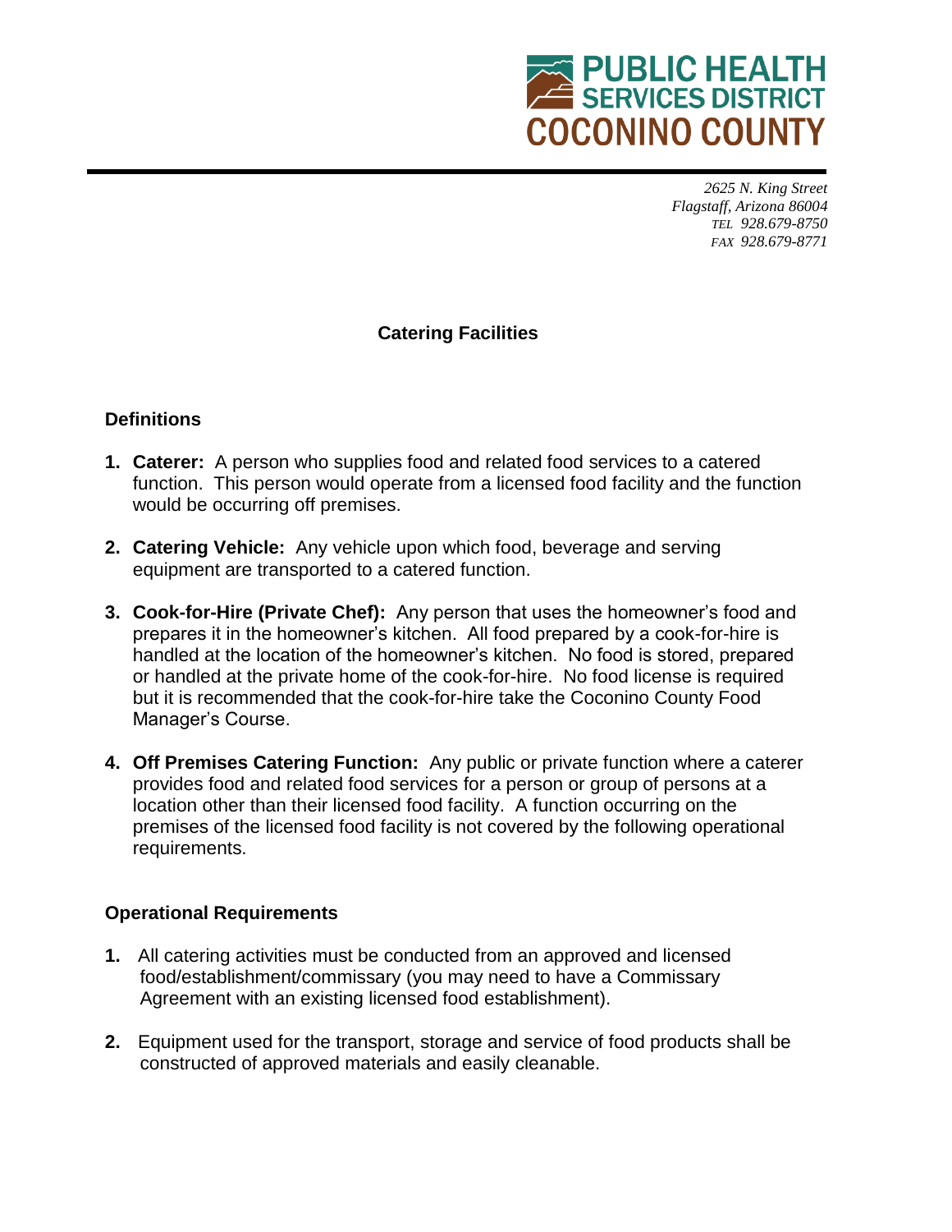# PUBLIC HEALTH SERVICES DISTRICT COCONINO COUNTY

*2625 N. King Street*
*Flagstaff, Arizona 86004*
*TEL 928.679-8750*
*FAX 928.679-8771*

## Catering Facilities

### Definitions

1. **Caterer:** A person who supplies food and related food services to a catered function. This person would operate from a licensed food facility and the function would be occurring off premises.

2. **Catering Vehicle:** Any vehicle upon which food, beverage and serving equipment are transported to a catered function.

3. **Cook-for-Hire (Private Chef):** Any person that uses the homeowner's food and prepares it in the homeowner's kitchen. All food prepared by a cook-for-hire is handled at the location of the homeowner's kitchen. No food is stored, prepared or handled at the private home of the cook-for-hire. No food license is required but it is recommended that the cook-for-hire take the Coconino County Food Manager's Course.

4. **Off Premises Catering Function:** Any public or private function where a caterer provides food and related food services for a person or group of persons at a location other than their licensed food facility. A function occurring on the premises of the licensed food facility is not covered by the following operational requirements.

### Operational Requirements

1. All catering activities must be conducted from an approved and licensed food/establishment/commissary (you may need to have a Commissary Agreement with an existing licensed food establishment).

2. Equipment used for the transport, storage and service of food products shall be constructed of approved materials and easily cleanable.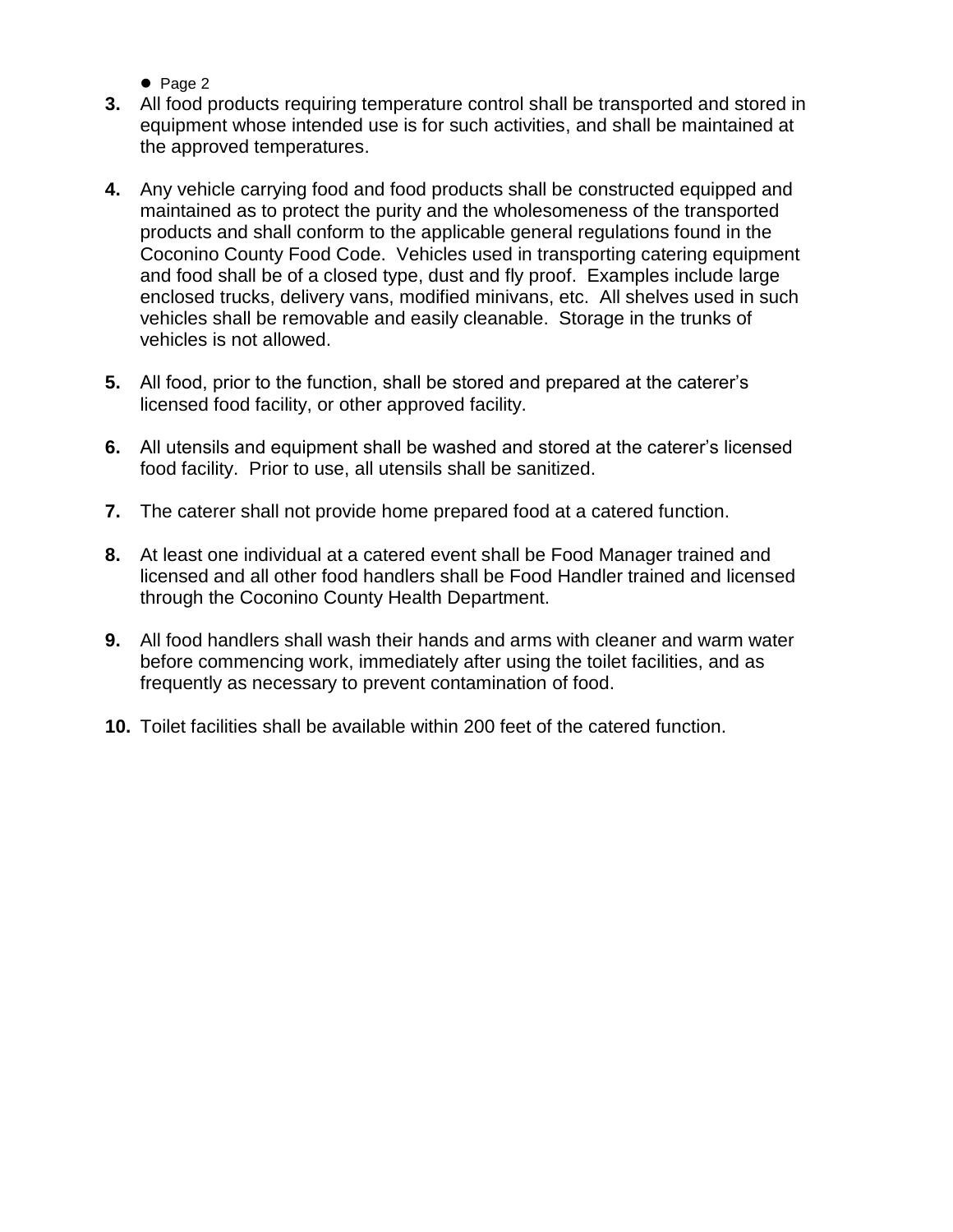3. All food products requiring temperature control shall be transported and stored in equipment whose intended use is for such activities, and shall be maintained at the approved temperatures.

4. Any vehicle carrying food and food products shall be constructed equipped and maintained as to protect the purity and the wholesomeness of the transported products and shall conform to the applicable general regulations found in the Coconino County Food Code. Vehicles used in transporting catering equipment and food shall be of a closed type, dust and fly proof. Examples include large enclosed trucks, delivery vans, modified minivans, etc. All shelves used in such vehicles shall be removable and easily cleanable. Storage in the trunks of vehicles is not allowed.

5. All food, prior to the function, shall be stored and prepared at the caterer's licensed food facility, or other approved facility.

6. All utensils and equipment shall be washed and stored at the caterer's licensed food facility. Prior to use, all utensils shall be sanitized.

7. The caterer shall not provide home prepared food at a catered function.

8. At least one individual at a catered event shall be Food Manager trained and licensed and all other food handlers shall be Food Handler trained and licensed through the Coconino County Health Department.

9. All food handlers shall wash their hands and arms with cleaner and warm water before commencing work, immediately after using the toilet facilities, and as frequently as necessary to prevent contamination of food.

10. Toilet facilities shall be available within 200 feet of the catered function.